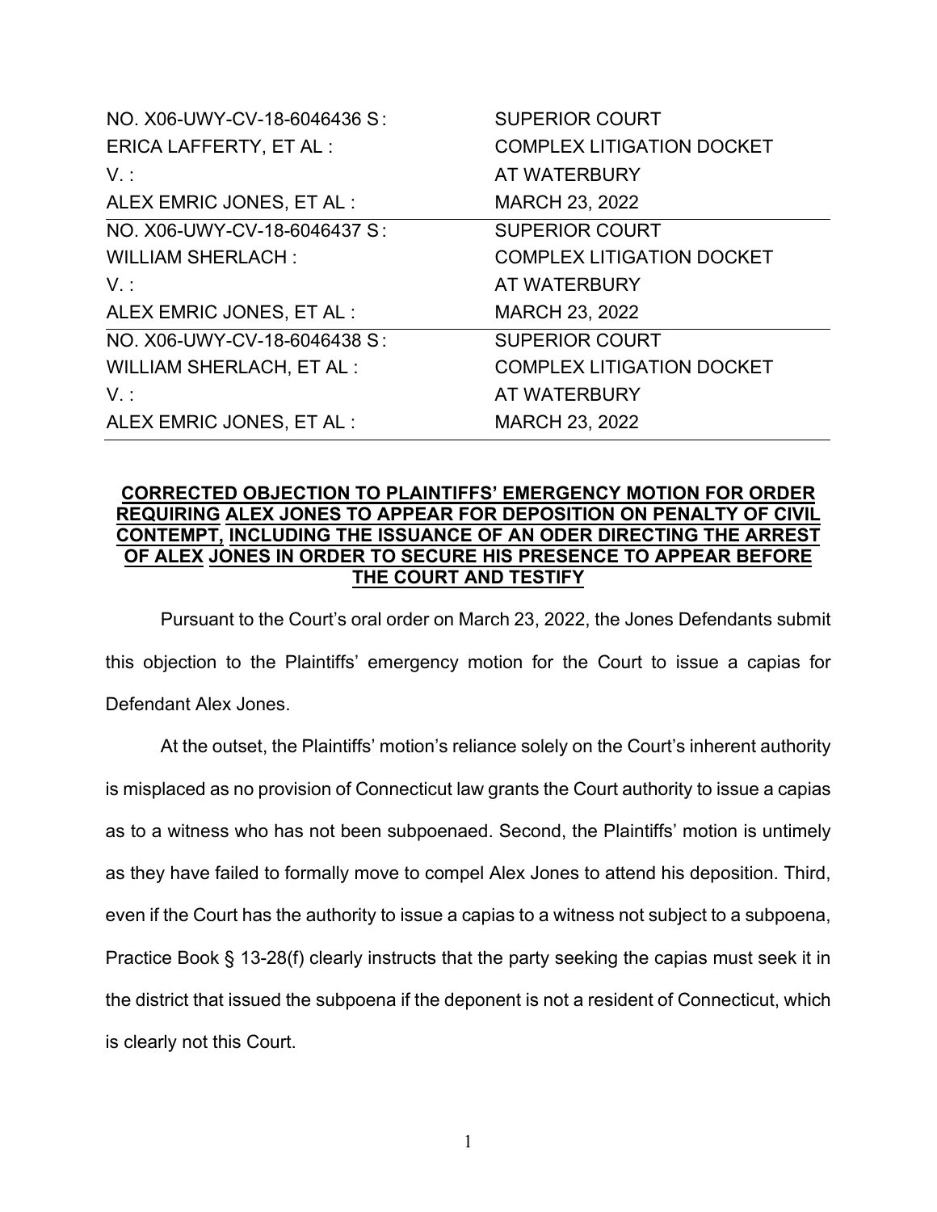| | |
|---|---|
| NO. X06-UWY-CV-18-6046436 S : | SUPERIOR COURT |
| ERICA LAFFERTY, ET AL : | COMPLEX LITIGATION DOCKET |
| V. : | AT WATERBURY |
| ALEX EMRIC JONES, ET AL : | MARCH 23, 2022 |
| NO. X06-UWY-CV-18-6046437 S : | SUPERIOR COURT |
| WILLIAM SHERLACH : | COMPLEX LITIGATION DOCKET |
| V. : | AT WATERBURY |
| ALEX EMRIC JONES, ET AL : | MARCH 23, 2022 |
| NO. X06-UWY-CV-18-6046438 S : | SUPERIOR COURT |
| WILLIAM SHERLACH, ET AL : | COMPLEX LITIGATION DOCKET |
| V. : | AT WATERBURY |
| ALEX EMRIC JONES, ET AL : | MARCH 23, 2022 |

**CORRECTED OBJECTION TO PLAINTIFFS' EMERGENCY MOTION FOR ORDER REQUIRING ALEX JONES TO APPEAR FOR DEPOSITION ON PENALTY OF CIVIL CONTEMPT, INCLUDING THE ISSUANCE OF AN ODER DIRECTING THE ARREST OF ALEX JONES IN ORDER TO SECURE HIS PRESENCE TO APPEAR BEFORE THE COURT AND TESTIFY**

Pursuant to the Court's oral order on March 23, 2022, the Jones Defendants submit this objection to the Plaintiffs' emergency motion for the Court to issue a capias for Defendant Alex Jones.

At the outset, the Plaintiffs' motion's reliance solely on the Court's inherent authority is misplaced as no provision of Connecticut law grants the Court authority to issue a capias as to a witness who has not been subpoenaed. Second, the Plaintiffs' motion is untimely as they have failed to formally move to compel Alex Jones to attend his deposition. Third, even if the Court has the authority to issue a capias to a witness not subject to a subpoena, Practice Book § 13-28(f) clearly instructs that the party seeking the capias must seek it in the district that issued the subpoena if the deponent is not a resident of Connecticut, which is clearly not this Court.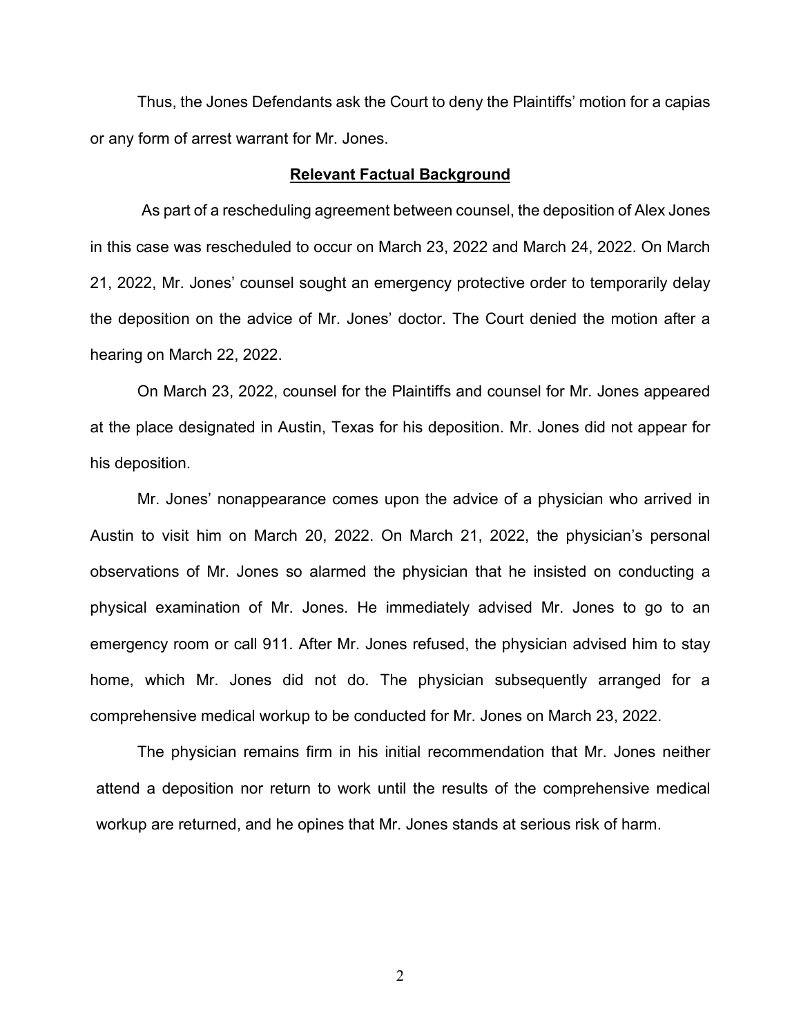Thus, the Jones Defendants ask the Court to deny the Plaintiffs' motion for a capias or any form of arrest warrant for Mr. Jones.

## **Relevant Factual Background**

As part of a rescheduling agreement between counsel, the deposition of Alex Jones in this case was rescheduled to occur on March 23, 2022 and March 24, 2022. On March 21, 2022, Mr. Jones' counsel sought an emergency protective order to temporarily delay the deposition on the advice of Mr. Jones' doctor. The Court denied the motion after a hearing on March 22, 2022.

On March 23, 2022, counsel for the Plaintiffs and counsel for Mr. Jones appeared at the place designated in Austin, Texas for his deposition. Mr. Jones did not appear for his deposition.

Mr. Jones' nonappearance comes upon the advice of a physician who arrived in Austin to visit him on March 20, 2022. On March 21, 2022, the physician's personal observations of Mr. Jones so alarmed the physician that he insisted on conducting a physical examination of Mr. Jones. He immediately advised Mr. Jones to go to an emergency room or call 911. After Mr. Jones refused, the physician advised him to stay home, which Mr. Jones did not do. The physician subsequently arranged for a comprehensive medical workup to be conducted for Mr. Jones on March 23, 2022.

The physician remains firm in his initial recommendation that Mr. Jones neither attend a deposition nor return to work until the results of the comprehensive medical workup are returned, and he opines that Mr. Jones stands at serious risk of harm.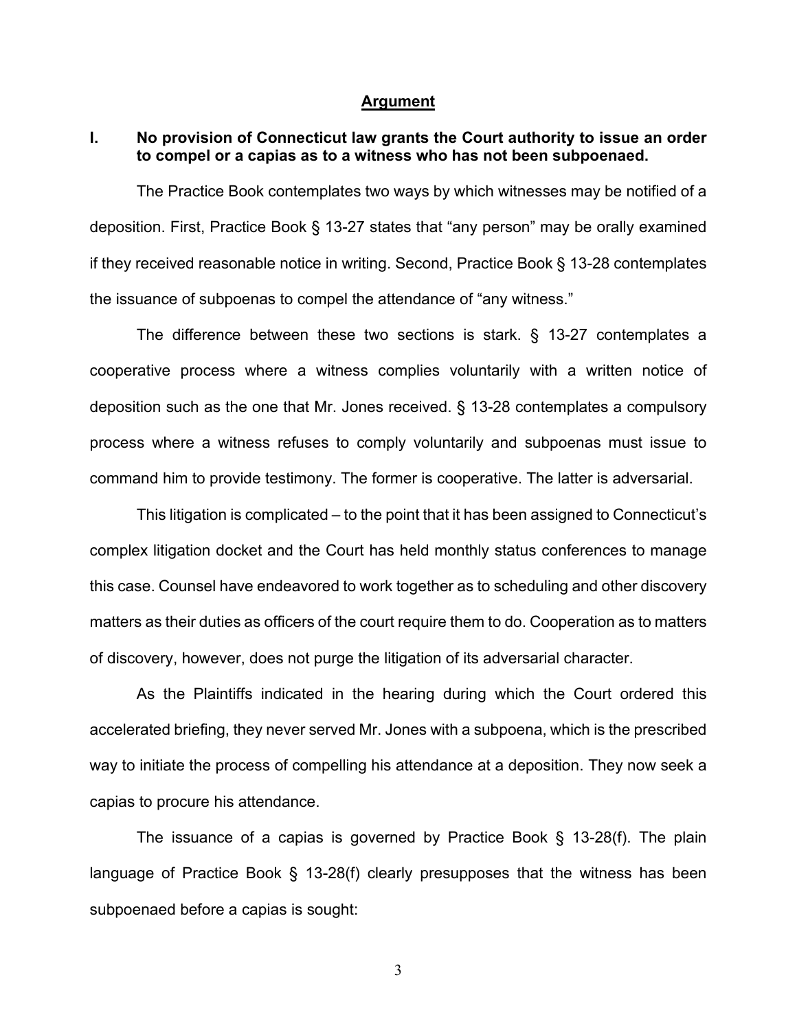## Argument

### I. No provision of Connecticut law grants the Court authority to issue an order to compel or a capias as to a witness who has not been subpoenaed.

The Practice Book contemplates two ways by which witnesses may be notified of a deposition. First, Practice Book § 13-27 states that "any person" may be orally examined if they received reasonable notice in writing. Second, Practice Book § 13-28 contemplates the issuance of subpoenas to compel the attendance of "any witness."

The difference between these two sections is stark. § 13-27 contemplates a cooperative process where a witness complies voluntarily with a written notice of deposition such as the one that Mr. Jones received. § 13-28 contemplates a compulsory process where a witness refuses to comply voluntarily and subpoenas must issue to command him to provide testimony. The former is cooperative. The latter is adversarial.

This litigation is complicated – to the point that it has been assigned to Connecticut's complex litigation docket and the Court has held monthly status conferences to manage this case. Counsel have endeavored to work together as to scheduling and other discovery matters as their duties as officers of the court require them to do. Cooperation as to matters of discovery, however, does not purge the litigation of its adversarial character.

As the Plaintiffs indicated in the hearing during which the Court ordered this accelerated briefing, they never served Mr. Jones with a subpoena, which is the prescribed way to initiate the process of compelling his attendance at a deposition. They now seek a capias to procure his attendance.

The issuance of a capias is governed by Practice Book § 13-28(f). The plain language of Practice Book § 13-28(f) clearly presupposes that the witness has been subpoenaed before a capias is sought: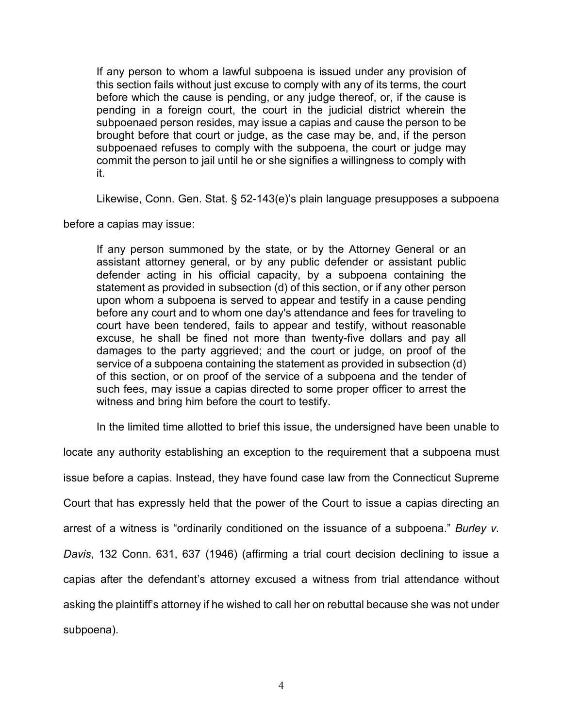> If any person to whom a lawful subpoena is issued under any provision of this section fails without just excuse to comply with any of its terms, the court before which the cause is pending, or any judge thereof, or, if the cause is pending in a foreign court, the court in the judicial district wherein the subpoenaed person resides, may issue a capias and cause the person to be brought before that court or judge, as the case may be, and, if the person subpoenaed refuses to comply with the subpoena, the court or judge may commit the person to jail until he or she signifies a willingness to comply with it.

Likewise, Conn. Gen. Stat. § 52-143(e)'s plain language presupposes a subpoena before a capias may issue:

> If any person summoned by the state, or by the Attorney General or an assistant attorney general, or by any public defender or assistant public defender acting in his official capacity, by a subpoena containing the statement as provided in subsection (d) of this section, or if any other person upon whom a subpoena is served to appear and testify in a cause pending before any court and to whom one day's attendance and fees for traveling to court have been tendered, fails to appear and testify, without reasonable excuse, he shall be fined not more than twenty-five dollars and pay all damages to the party aggrieved; and the court or judge, on proof of the service of a subpoena containing the statement as provided in subsection (d) of this section, or on proof of the service of a subpoena and the tender of such fees, may issue a capias directed to some proper officer to arrest the witness and bring him before the court to testify.

In the limited time allotted to brief this issue, the undersigned have been unable to locate any authority establishing an exception to the requirement that a subpoena must issue before a capias. Instead, they have found case law from the Connecticut Supreme Court that has expressly held that the power of the Court to issue a capias directing an arrest of a witness is "ordinarily conditioned on the issuance of a subpoena." *Burley v. Davis*, 132 Conn. 631, 637 (1946) (affirming a trial court decision declining to issue a capias after the defendant's attorney excused a witness from trial attendance without asking the plaintiff's attorney if he wished to call her on rebuttal because she was not under subpoena).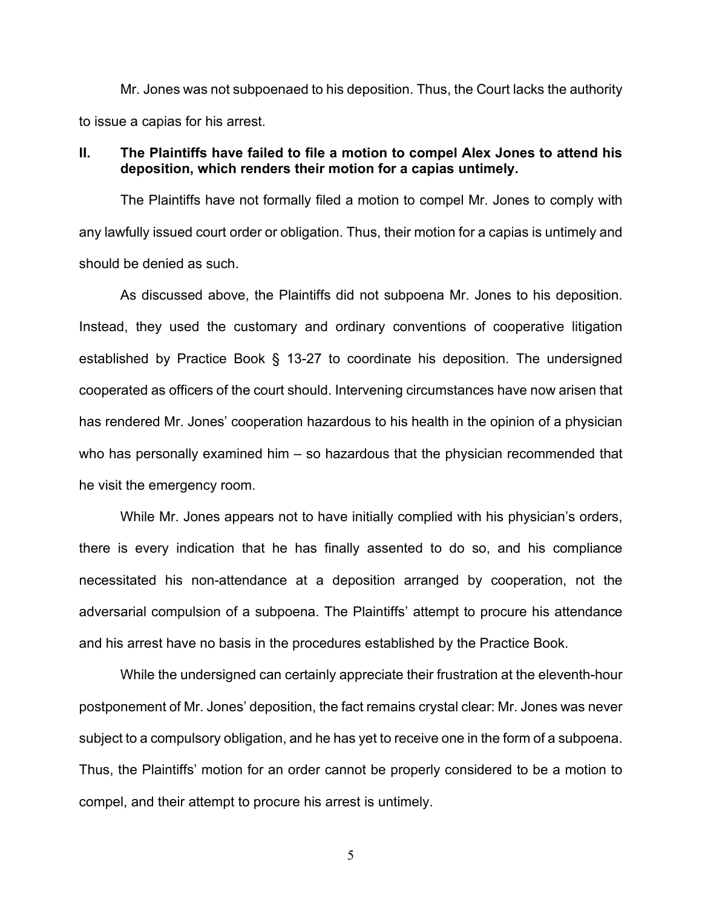Mr. Jones was not subpoenaed to his deposition. Thus, the Court lacks the authority to issue a capias for his arrest.

## II. The Plaintiffs have failed to file a motion to compel Alex Jones to attend his deposition, which renders their motion for a capias untimely.

The Plaintiffs have not formally filed a motion to compel Mr. Jones to comply with any lawfully issued court order or obligation. Thus, their motion for a capias is untimely and should be denied as such.

As discussed above, the Plaintiffs did not subpoena Mr. Jones to his deposition. Instead, they used the customary and ordinary conventions of cooperative litigation established by Practice Book § 13-27 to coordinate his deposition. The undersigned cooperated as officers of the court should. Intervening circumstances have now arisen that has rendered Mr. Jones' cooperation hazardous to his health in the opinion of a physician who has personally examined him – so hazardous that the physician recommended that he visit the emergency room.

While Mr. Jones appears not to have initially complied with his physician's orders, there is every indication that he has finally assented to do so, and his compliance necessitated his non-attendance at a deposition arranged by cooperation, not the adversarial compulsion of a subpoena. The Plaintiffs' attempt to procure his attendance and his arrest have no basis in the procedures established by the Practice Book.

While the undersigned can certainly appreciate their frustration at the eleventh-hour postponement of Mr. Jones' deposition, the fact remains crystal clear: Mr. Jones was never subject to a compulsory obligation, and he has yet to receive one in the form of a subpoena. Thus, the Plaintiffs' motion for an order cannot be properly considered to be a motion to compel, and their attempt to procure his arrest is untimely.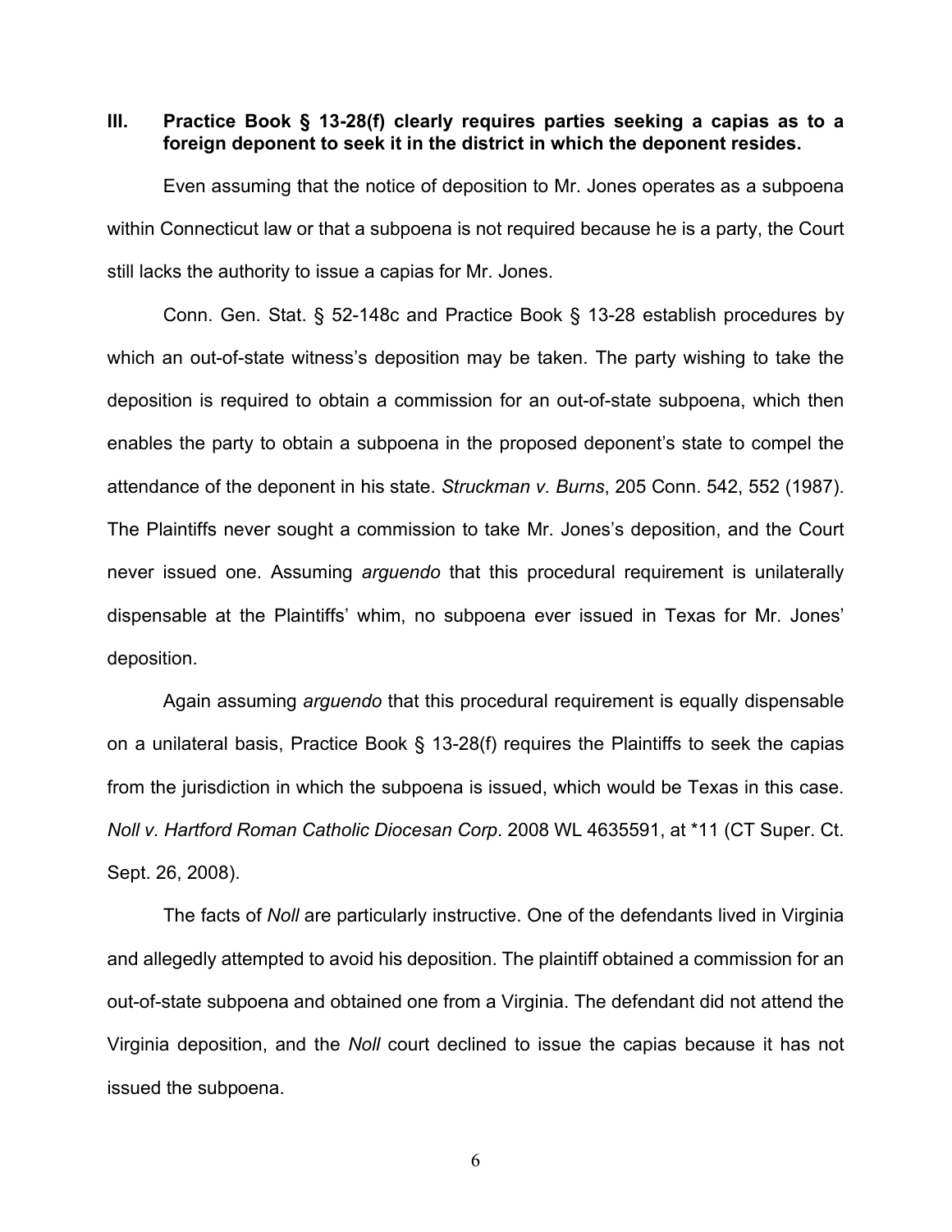### III. Practice Book § 13-28(f) clearly requires parties seeking a capias as to a foreign deponent to seek it in the district in which the deponent resides.

Even assuming that the notice of deposition to Mr. Jones operates as a subpoena within Connecticut law or that a subpoena is not required because he is a party, the Court still lacks the authority to issue a capias for Mr. Jones.

Conn. Gen. Stat. § 52-148c and Practice Book § 13-28 establish procedures by which an out-of-state witness's deposition may be taken. The party wishing to take the deposition is required to obtain a commission for an out-of-state subpoena, which then enables the party to obtain a subpoena in the proposed deponent's state to compel the attendance of the deponent in his state. *Struckman v. Burns*, 205 Conn. 542, 552 (1987). The Plaintiffs never sought a commission to take Mr. Jones's deposition, and the Court never issued one. Assuming *arguendo* that this procedural requirement is unilaterally dispensable at the Plaintiffs' whim, no subpoena ever issued in Texas for Mr. Jones' deposition.

Again assuming *arguendo* that this procedural requirement is equally dispensable on a unilateral basis, Practice Book § 13-28(f) requires the Plaintiffs to seek the capias from the jurisdiction in which the subpoena is issued, which would be Texas in this case. *Noll v. Hartford Roman Catholic Diocesan Corp*. 2008 WL 4635591, at *11 (CT Super. Ct. Sept. 26, 2008).

The facts of *Noll* are particularly instructive. One of the defendants lived in Virginia and allegedly attempted to avoid his deposition. The plaintiff obtained a commission for an out-of-state subpoena and obtained one from a Virginia. The defendant did not attend the Virginia deposition, and the *Noll* court declined to issue the capias because it has not issued the subpoena.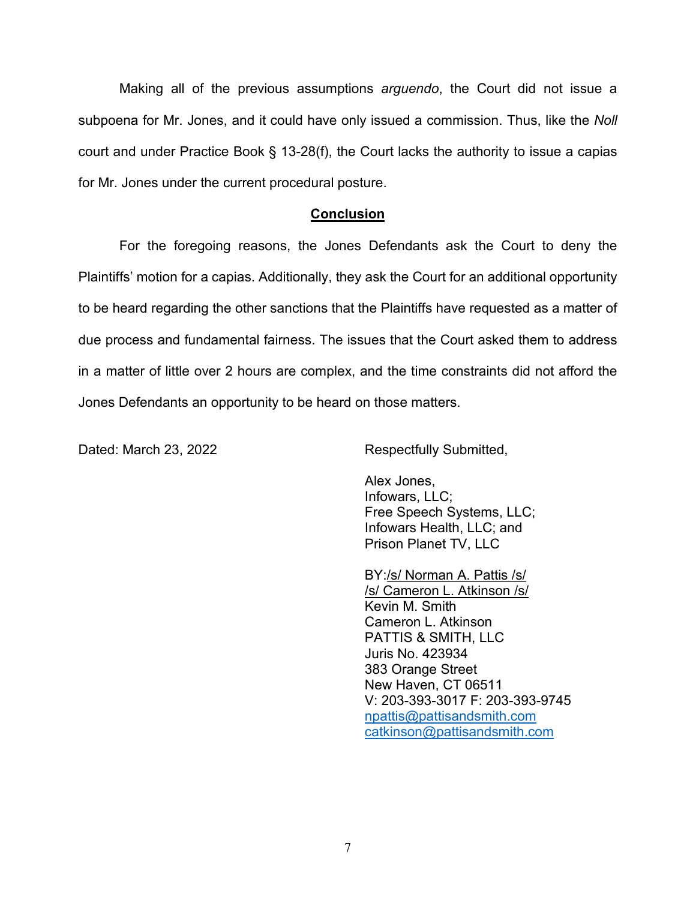Making all of the previous assumptions *arguendo*, the Court did not issue a subpoena for Mr. Jones, and it could have only issued a commission. Thus, like the *Noll* court and under Practice Book § 13-28(f), the Court lacks the authority to issue a capias for Mr. Jones under the current procedural posture.

## Conclusion

For the foregoing reasons, the Jones Defendants ask the Court to deny the Plaintiffs' motion for a capias. Additionally, they ask the Court for an additional opportunity to be heard regarding the other sanctions that the Plaintiffs have requested as a matter of due process and fundamental fairness. The issues that the Court asked them to address in a matter of little over 2 hours are complex, and the time constraints did not afford the Jones Defendants an opportunity to be heard on those matters.

Dated: March 23, 2022

Respectfully Submitted,

Alex Jones,
Infowars, LLC;
Free Speech Systems, LLC;
Infowars Health, LLC; and
Prison Planet TV, LLC

BY:/s/ Norman A. Pattis /s/
/s/ Cameron L. Atkinson /s/
Kevin M. Smith
Cameron L. Atkinson
PATTIS & SMITH, LLC
Juris No. 423934
383 Orange Street
New Haven, CT 06511
V: 203-393-3017 F: 203-393-9745
npattis@pattisandsmith.com
catkinson@pattisandsmith.com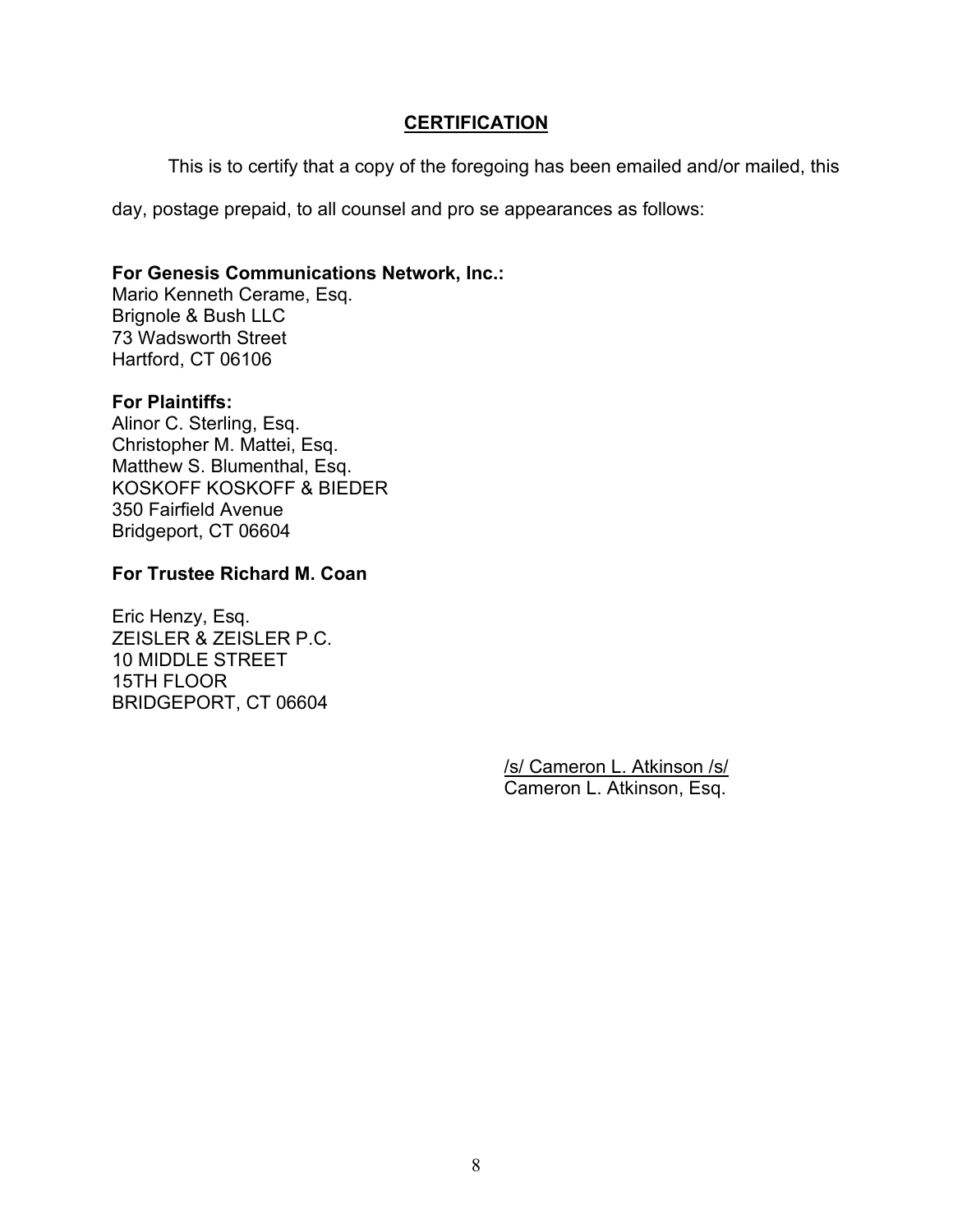## CERTIFICATION

This is to certify that a copy of the foregoing has been emailed and/or mailed, this day, postage prepaid, to all counsel and pro se appearances as follows:

**For Genesis Communications Network, Inc.:**
Mario Kenneth Cerame, Esq.
Brignole & Bush LLC
73 Wadsworth Street
Hartford, CT 06106

**For Plaintiffs:**
Alinor C. Sterling, Esq.
Christopher M. Mattei, Esq.
Matthew S. Blumenthal, Esq.
KOSKOFF KOSKOFF & BIEDER
350 Fairfield Avenue
Bridgeport, CT 06604

**For Trustee Richard M. Coan**

Eric Henzy, Esq.
ZEISLER & ZEISLER P.C.
10 MIDDLE STREET
15TH FLOOR
BRIDGEPORT, CT 06604

/s/ Cameron L. Atkinson /s/
Cameron L. Atkinson, Esq.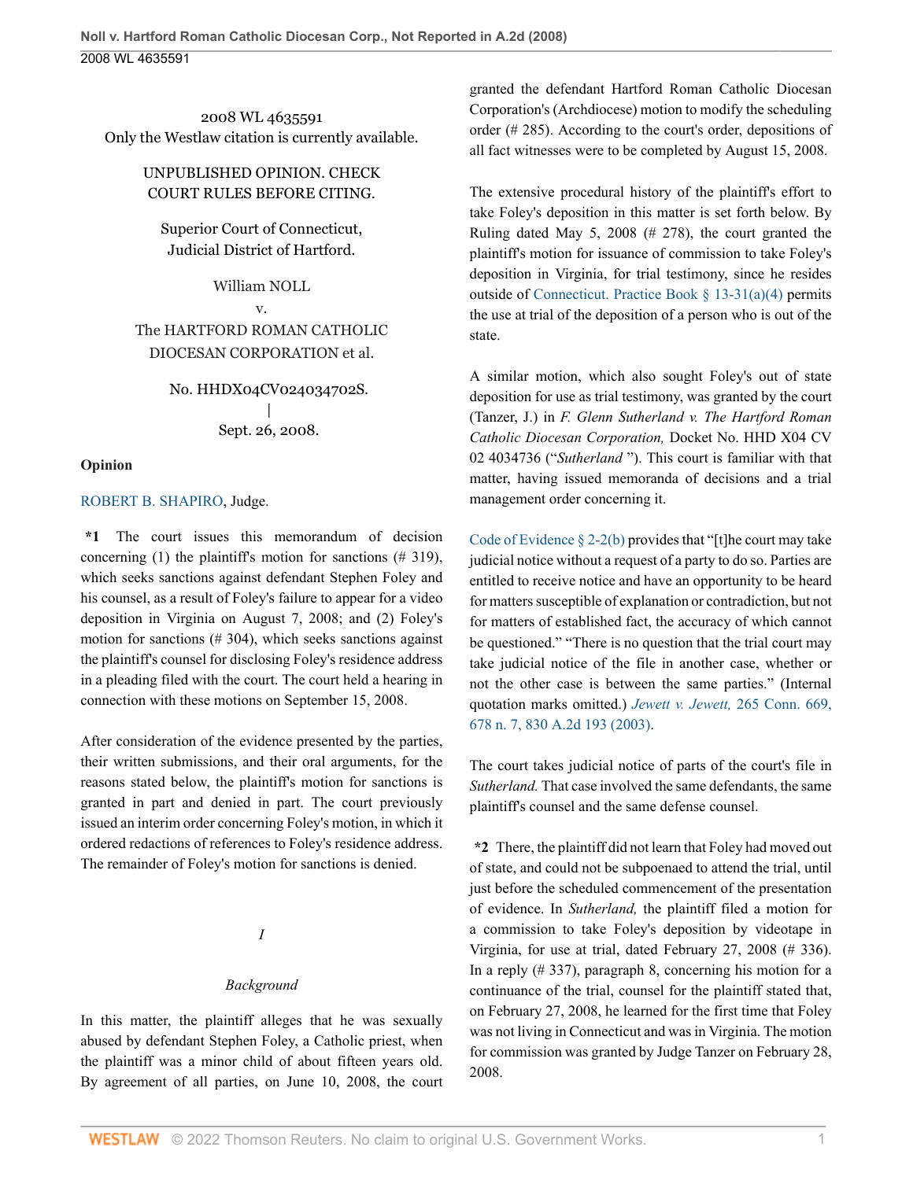2008 WL 4635591
Only the Westlaw citation is currently available.

UNPUBLISHED OPINION. CHECK COURT RULES BEFORE CITING.

Superior Court of Connecticut,
Judicial District of Hartford.

William NOLL
v.
The HARTFORD ROMAN CATHOLIC DIOCESAN CORPORATION et al.

No. HHDX04CV024034702S.
|
Sept. 26, 2008.

**Opinion**

ROBERT B. SHAPIRO, Judge.

**\*1** The court issues this memorandum of decision concerning (1) the plaintiff's motion for sanctions (# 319), which seeks sanctions against defendant Stephen Foley and his counsel, as a result of Foley's failure to appear for a video deposition in Virginia on August 7, 2008; and (2) Foley's motion for sanctions (# 304), which seeks sanctions against the plaintiff's counsel for disclosing Foley's residence address in a pleading filed with the court. The court held a hearing in connection with these motions on September 15, 2008.

After consideration of the evidence presented by the parties, their written submissions, and their oral arguments, for the reasons stated below, the plaintiff's motion for sanctions is granted in part and denied in part. The court previously issued an interim order concerning Foley's motion, in which it ordered redactions of references to Foley's residence address. The remainder of Foley's motion for sanctions is denied.

## *I*

### *Background*

In this matter, the plaintiff alleges that he was sexually abused by defendant Stephen Foley, a Catholic priest, when the plaintiff was a minor child of about fifteen years old. By agreement of all parties, on June 10, 2008, the court granted the defendant Hartford Roman Catholic Diocesan Corporation's (Archdiocese) motion to modify the scheduling order (# 285). According to the court's order, depositions of all fact witnesses were to be completed by August 15, 2008.

The extensive procedural history of the plaintiff's effort to take Foley's deposition in this matter is set forth below. By Ruling dated May 5, 2008 (# 278), the court granted the plaintiff's motion for issuance of commission to take Foley's deposition in Virginia, for trial testimony, since he resides outside of Connecticut. Practice Book § 13-31(a)(4) permits the use at trial of the deposition of a person who is out of the state.

A similar motion, which also sought Foley's out of state deposition for use as trial testimony, was granted by the court (Tanzer, J.) in *F. Glenn Sutherland v. The Hartford Roman Catholic Diocesan Corporation,* Docket No. HHD X04 CV 02 4034736 ("*Sutherland* "). This court is familiar with that matter, having issued memoranda of decisions and a trial management order concerning it.

Code of Evidence § 2-2(b) provides that "[t]he court may take judicial notice without a request of a party to do so. Parties are entitled to receive notice and have an opportunity to be heard for matters susceptible of explanation or contradiction, but not for matters of established fact, the accuracy of which cannot be questioned." "There is no question that the trial court may take judicial notice of the file in another case, whether or not the other case is between the same parties." (Internal quotation marks omitted.) *Jewett v. Jewett,* 265 Conn. 669, 678 n. 7, 830 A.2d 193 (2003).

The court takes judicial notice of parts of the court's file in *Sutherland.* That case involved the same defendants, the same plaintiff's counsel and the same defense counsel.

**\*2** There, the plaintiff did not learn that Foley had moved out of state, and could not be subpoenaed to attend the trial, until just before the scheduled commencement of the presentation of evidence. In *Sutherland,* the plaintiff filed a motion for a commission to take Foley's deposition by videotape in Virginia, for use at trial, dated February 27, 2008 (# 336). In a reply (# 337), paragraph 8, concerning his motion for a continuance of the trial, counsel for the plaintiff stated that, on February 27, 2008, he learned for the first time that Foley was not living in Connecticut and was in Virginia. The motion for commission was granted by Judge Tanzer on February 28, 2008.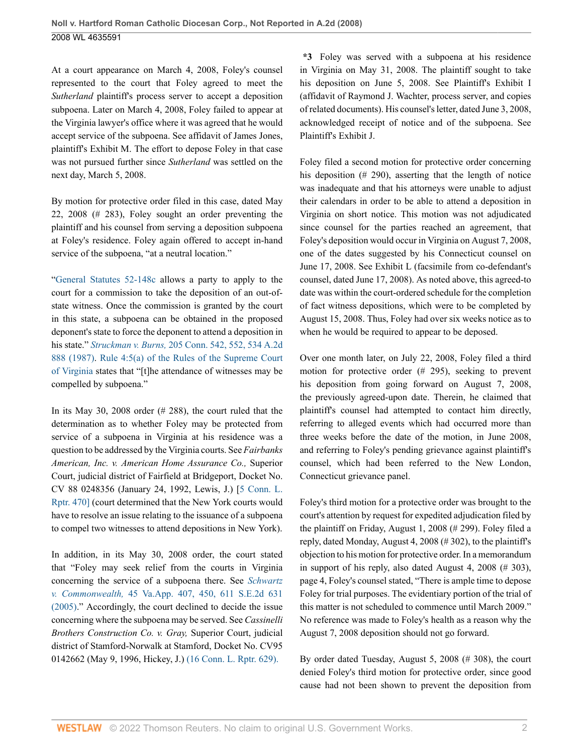At a court appearance on March 4, 2008, Foley's counsel represented to the court that Foley agreed to meet the *Sutherland* plaintiff's process server to accept a deposition subpoena. Later on March 4, 2008, Foley failed to appear at the Virginia lawyer's office where it was agreed that he would accept service of the subpoena. See affidavit of James Jones, plaintiff's Exhibit M. The effort to depose Foley in that case was not pursued further since *Sutherland* was settled on the next day, March 5, 2008.

By motion for protective order filed in this case, dated May 22, 2008 (# 283), Foley sought an order preventing the plaintiff and his counsel from serving a deposition subpoena at Foley's residence. Foley again offered to accept in-hand service of the subpoena, "at a neutral location."

"General Statutes 52-148c allows a party to apply to the court for a commission to take the deposition of an out-of-state witness. Once the commission is granted by the court in this state, a subpoena can be obtained in the proposed deponent's state to force the deponent to attend a deposition in his state." *Struckman v. Burns,* 205 Conn. 542, 552, 534 A.2d 888 (1987). Rule 4:5(a) of the Rules of the Supreme Court of Virginia states that "[t]he attendance of witnesses may be compelled by subpoena."

In its May 30, 2008 order (# 288), the court ruled that the determination as to whether Foley may be protected from service of a subpoena in Virginia at his residence was a question to be addressed by the Virginia courts. See *Fairbanks American, Inc. v. American Home Assurance Co.,* Superior Court, judicial district of Fairfield at Bridgeport, Docket No. CV 88 0248356 (January 24, 1992, Lewis, J.) [5 Conn. L. Rptr. 470] (court determined that the New York courts would have to resolve an issue relating to the issuance of a subpoena to compel two witnesses to attend depositions in New York).

In addition, in its May 30, 2008 order, the court stated that "Foley may seek relief from the courts in Virginia concerning the service of a subpoena there. See *Schwartz v. Commonwealth,* 45 Va.App. 407, 450, 611 S.E.2d 631 (2005)." Accordingly, the court declined to decide the issue concerning where the subpoena may be served. See *Cassinelli Brothers Construction Co. v. Gray,* Superior Court, judicial district of Stamford-Norwalk at Stamford, Docket No. CV95 0142662 (May 9, 1996, Hickey, J.) (16 Conn. L. Rptr. 629).

**\*3** Foley was served with a subpoena at his residence in Virginia on May 31, 2008. The plaintiff sought to take his deposition on June 5, 2008. See Plaintiff's Exhibit I (affidavit of Raymond J. Wachter, process server, and copies of related documents). His counsel's letter, dated June 3, 2008, acknowledged receipt of notice and of the subpoena. See Plaintiff's Exhibit J.

Foley filed a second motion for protective order concerning his deposition (# 290), asserting that the length of notice was inadequate and that his attorneys were unable to adjust their calendars in order to be able to attend a deposition in Virginia on short notice. This motion was not adjudicated since counsel for the parties reached an agreement, that Foley's deposition would occur in Virginia on August 7, 2008, one of the dates suggested by his Connecticut counsel on June 17, 2008. See Exhibit L (facsimile from co-defendant's counsel, dated June 17, 2008). As noted above, this agreed-to date was within the court-ordered schedule for the completion of fact witness depositions, which were to be completed by August 15, 2008. Thus, Foley had over six weeks notice as to when he would be required to appear to be deposed.

Over one month later, on July 22, 2008, Foley filed a third motion for protective order (# 295), seeking to prevent his deposition from going forward on August 7, 2008, the previously agreed-upon date. Therein, he claimed that plaintiff's counsel had attempted to contact him directly, referring to alleged events which had occurred more than three weeks before the date of the motion, in June 2008, and referring to Foley's pending grievance against plaintiff's counsel, which had been referred to the New London, Connecticut grievance panel.

Foley's third motion for a protective order was brought to the court's attention by request for expedited adjudication filed by the plaintiff on Friday, August 1, 2008 (# 299). Foley filed a reply, dated Monday, August 4, 2008 (# 302), to the plaintiff's objection to his motion for protective order. In a memorandum in support of his reply, also dated August 4, 2008 (# 303), page 4, Foley's counsel stated, "There is ample time to depose Foley for trial purposes. The evidentiary portion of the trial of this matter is not scheduled to commence until March 2009." No reference was made to Foley's health as a reason why the August 7, 2008 deposition should not go forward.

By order dated Tuesday, August 5, 2008 (# 308), the court denied Foley's third motion for protective order, since good cause had not been shown to prevent the deposition from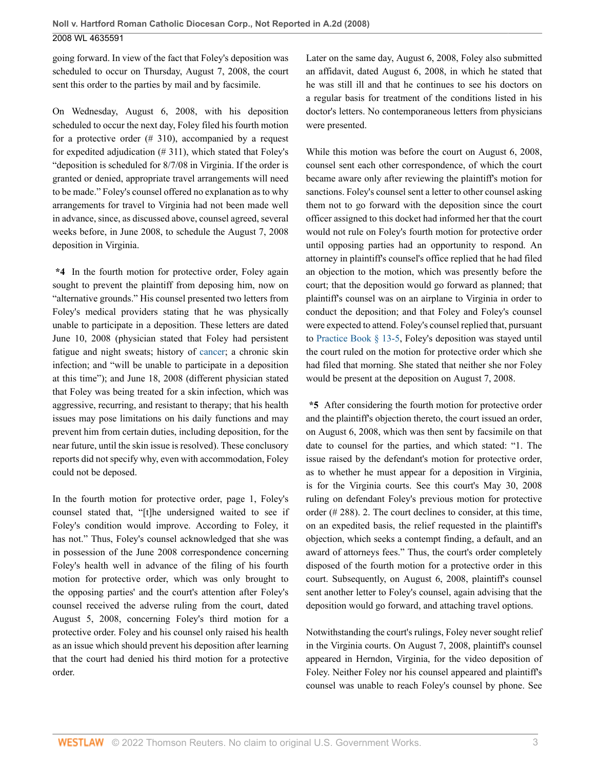going forward. In view of the fact that Foley's deposition was scheduled to occur on Thursday, August 7, 2008, the court sent this order to the parties by mail and by facsimile.

On Wednesday, August 6, 2008, with his deposition scheduled to occur the next day, Foley filed his fourth motion for a protective order (# 310), accompanied by a request for expedited adjudication (# 311), which stated that Foley's "deposition is scheduled for 8/7/08 in Virginia. If the order is granted or denied, appropriate travel arrangements will need to be made." Foley's counsel offered no explanation as to why arrangements for travel to Virginia had not been made well in advance, since, as discussed above, counsel agreed, several weeks before, in June 2008, to schedule the August 7, 2008 deposition in Virginia.

**\*4** In the fourth motion for protective order, Foley again sought to prevent the plaintiff from deposing him, now on "alternative grounds." His counsel presented two letters from Foley's medical providers stating that he was physically unable to participate in a deposition. These letters are dated June 10, 2008 (physician stated that Foley had persistent fatigue and night sweats; history of cancer; a chronic skin infection; and "will be unable to participate in a deposition at this time"); and June 18, 2008 (different physician stated that Foley was being treated for a skin infection, which was aggressive, recurring, and resistant to therapy; that his health issues may pose limitations on his daily functions and may prevent him from certain duties, including deposition, for the near future, until the skin issue is resolved). These conclusory reports did not specify why, even with accommodation, Foley could not be deposed.

In the fourth motion for protective order, page 1, Foley's counsel stated that, "[t]he undersigned waited to see if Foley's condition would improve. According to Foley, it has not." Thus, Foley's counsel acknowledged that she was in possession of the June 2008 correspondence concerning Foley's health well in advance of the filing of his fourth motion for protective order, which was only brought to the opposing parties' and the court's attention after Foley's counsel received the adverse ruling from the court, dated August 5, 2008, concerning Foley's third motion for a protective order. Foley and his counsel only raised his health as an issue which should prevent his deposition after learning that the court had denied his third motion for a protective order.

Later on the same day, August 6, 2008, Foley also submitted an affidavit, dated August 6, 2008, in which he stated that he was still ill and that he continues to see his doctors on a regular basis for treatment of the conditions listed in his doctor's letters. No contemporaneous letters from physicians were presented.

While this motion was before the court on August 6, 2008, counsel sent each other correspondence, of which the court became aware only after reviewing the plaintiff's motion for sanctions. Foley's counsel sent a letter to other counsel asking them not to go forward with the deposition since the court officer assigned to this docket had informed her that the court would not rule on Foley's fourth motion for protective order until opposing parties had an opportunity to respond. An attorney in plaintiff's counsel's office replied that he had filed an objection to the motion, which was presently before the court; that the deposition would go forward as planned; that plaintiff's counsel was on an airplane to Virginia in order to conduct the deposition; and that Foley and Foley's counsel were expected to attend. Foley's counsel replied that, pursuant to Practice Book § 13-5, Foley's deposition was stayed until the court ruled on the motion for protective order which she had filed that morning. She stated that neither she nor Foley would be present at the deposition on August 7, 2008.

**\*5** After considering the fourth motion for protective order and the plaintiff's objection thereto, the court issued an order, on August 6, 2008, which was then sent by facsimile on that date to counsel for the parties, and which stated: "1. The issue raised by the defendant's motion for protective order, as to whether he must appear for a deposition in Virginia, is for the Virginia courts. See this court's May 30, 2008 ruling on defendant Foley's previous motion for protective order (# 288). 2. The court declines to consider, at this time, on an expedited basis, the relief requested in the plaintiff's objection, which seeks a contempt finding, a default, and an award of attorneys fees." Thus, the court's order completely disposed of the fourth motion for a protective order in this court. Subsequently, on August 6, 2008, plaintiff's counsel sent another letter to Foley's counsel, again advising that the deposition would go forward, and attaching travel options.

Notwithstanding the court's rulings, Foley never sought relief in the Virginia courts. On August 7, 2008, plaintiff's counsel appeared in Herndon, Virginia, for the video deposition of Foley. Neither Foley nor his counsel appeared and plaintiff's counsel was unable to reach Foley's counsel by phone. See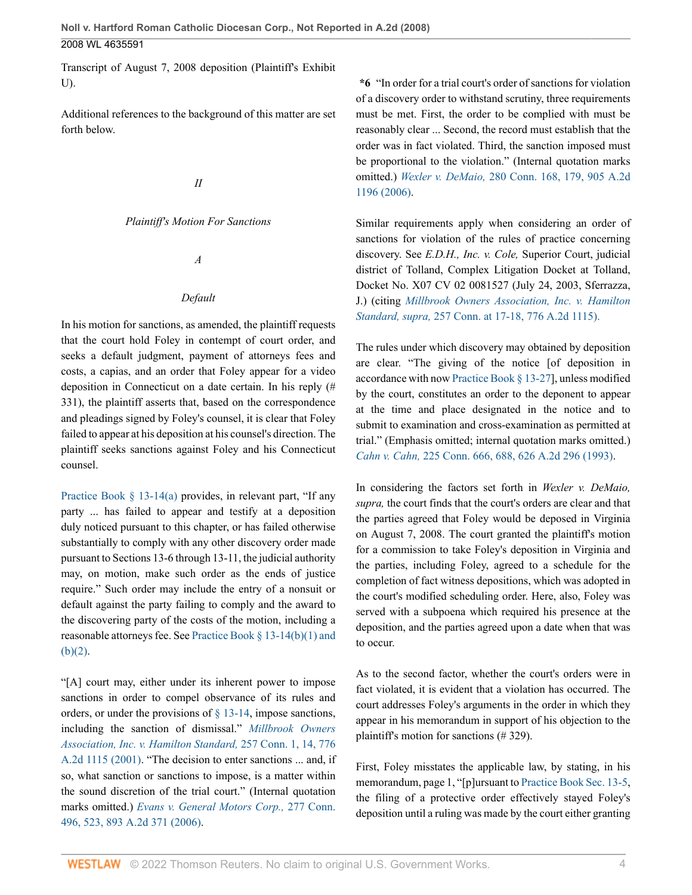Transcript of August 7, 2008 deposition (Plaintiff's Exhibit U).

Additional references to the background of this matter are set forth below.

## *II*

## *Plaintiff's Motion For Sanctions*

### *A*

### *Default*

In his motion for sanctions, as amended, the plaintiff requests that the court hold Foley in contempt of court order, and seeks a default judgment, payment of attorneys fees and costs, a capias, and an order that Foley appear for a video deposition in Connecticut on a date certain. In his reply (# 331), the plaintiff asserts that, based on the correspondence and pleadings signed by Foley's counsel, it is clear that Foley failed to appear at his deposition at his counsel's direction. The plaintiff seeks sanctions against Foley and his Connecticut counsel.

Practice Book § 13-14(a) provides, in relevant part, "If any party ... has failed to appear and testify at a deposition duly noticed pursuant to this chapter, or has failed otherwise substantially to comply with any other discovery order made pursuant to Sections 13-6 through 13-11, the judicial authority may, on motion, make such order as the ends of justice require." Such order may include the entry of a nonsuit or default against the party failing to comply and the award to the discovering party of the costs of the motion, including a reasonable attorneys fee. See Practice Book § 13-14(b)(1) and (b)(2).

"[A] court may, either under its inherent power to impose sanctions in order to compel observance of its rules and orders, or under the provisions of § 13-14, impose sanctions, including the sanction of dismissal." *Millbrook Owners Association, Inc. v. Hamilton Standard,* 257 Conn. 1, 14, 776 A.2d 1115 (2001). "The decision to enter sanctions ... and, if so, what sanction or sanctions to impose, is a matter within the sound discretion of the trial court." (Internal quotation marks omitted.) *Evans v. General Motors Corp.,* 277 Conn. 496, 523, 893 A.2d 371 (2006).

**\*6** "In order for a trial court's order of sanctions for violation of a discovery order to withstand scrutiny, three requirements must be met. First, the order to be complied with must be reasonably clear ... Second, the record must establish that the order was in fact violated. Third, the sanction imposed must be proportional to the violation." (Internal quotation marks omitted.) *Wexler v. DeMaio,* 280 Conn. 168, 179, 905 A.2d 1196 (2006).

Similar requirements apply when considering an order of sanctions for violation of the rules of practice concerning discovery. See *E.D.H., Inc. v. Cole,* Superior Court, judicial district of Tolland, Complex Litigation Docket at Tolland, Docket No. X07 CV 02 0081527 (July 24, 2003, Sferrazza, J.) (citing *Millbrook Owners Association, Inc. v. Hamilton Standard, supra,* 257 Conn. at 17-18, 776 A.2d 1115).

The rules under which discovery may obtained by deposition are clear. "The giving of the notice [of deposition in accordance with now Practice Book § 13-27], unless modified by the court, constitutes an order to the deponent to appear at the time and place designated in the notice and to submit to examination and cross-examination as permitted at trial." (Emphasis omitted; internal quotation marks omitted.) *Cahn v. Cahn,* 225 Conn. 666, 688, 626 A.2d 296 (1993).

In considering the factors set forth in *Wexler v. DeMaio, supra,* the court finds that the court's orders are clear and that the parties agreed that Foley would be deposed in Virginia on August 7, 2008. The court granted the plaintiff's motion for a commission to take Foley's deposition in Virginia and the parties, including Foley, agreed to a schedule for the completion of fact witness depositions, which was adopted in the court's modified scheduling order. Here, also, Foley was served with a subpoena which required his presence at the deposition, and the parties agreed upon a date when that was to occur.

As to the second factor, whether the court's orders were in fact violated, it is evident that a violation has occurred. The court addresses Foley's arguments in the order in which they appear in his memorandum in support of his objection to the plaintiff's motion for sanctions (# 329).

First, Foley misstates the applicable law, by stating, in his memorandum, page 1, "[p]ursuant to Practice Book Sec. 13-5, the filing of a protective order effectively stayed Foley's deposition until a ruling was made by the court either granting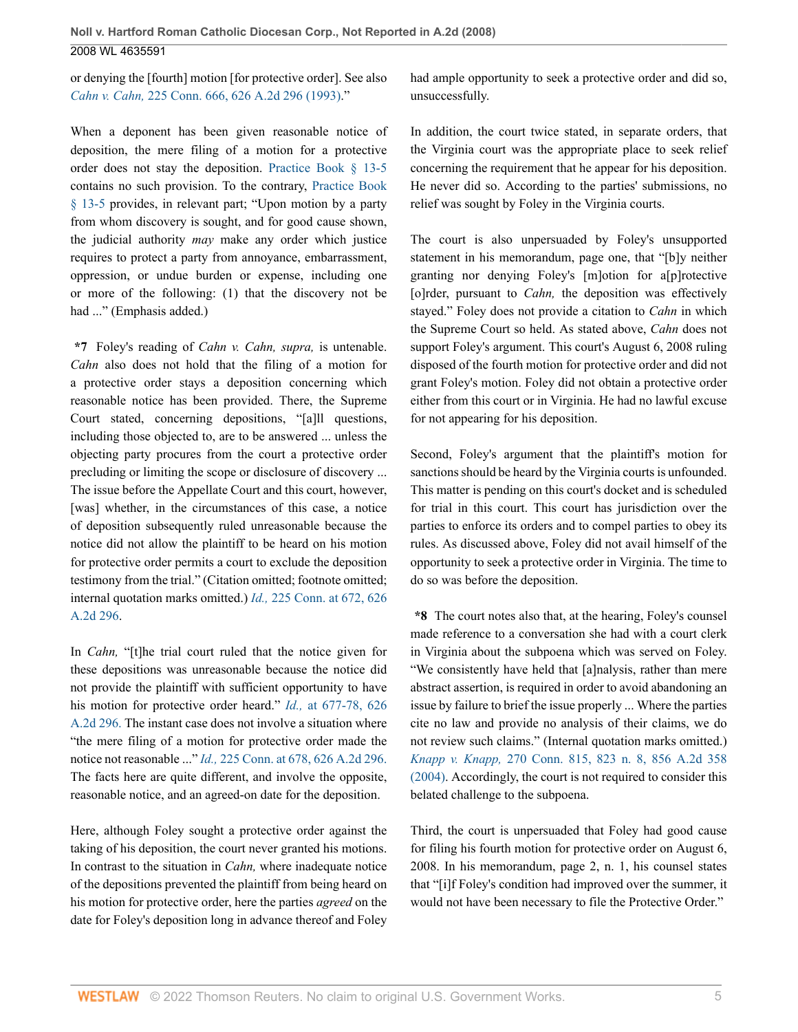or denying the [fourth] motion [for protective order]. See also *Cahn v. Cahn,* 225 Conn. 666, 626 A.2d 296 (1993)."

When a deponent has been given reasonable notice of deposition, the mere filing of a motion for a protective order does not stay the deposition. Practice Book § 13-5 contains no such provision. To the contrary, Practice Book § 13-5 provides, in relevant part; "Upon motion by a party from whom discovery is sought, and for good cause shown, the judicial authority *may* make any order which justice requires to protect a party from annoyance, embarrassment, oppression, or undue burden or expense, including one or more of the following: (1) that the discovery not be had ..." (Emphasis added.)

**\*7** Foley's reading of *Cahn v. Cahn, supra,* is untenable. *Cahn* also does not hold that the filing of a motion for a protective order stays a deposition concerning which reasonable notice has been provided. There, the Supreme Court stated, concerning depositions, "[a]ll questions, including those objected to, are to be answered ... unless the objecting party procures from the court a protective order precluding or limiting the scope or disclosure of discovery ... The issue before the Appellate Court and this court, however, [was] whether, in the circumstances of this case, a notice of deposition subsequently ruled unreasonable because the notice did not allow the plaintiff to be heard on his motion for protective order permits a court to exclude the deposition testimony from the trial." (Citation omitted; footnote omitted; internal quotation marks omitted.) *Id.,* 225 Conn. at 672, 626 A.2d 296.

In *Cahn,* "[t]he trial court ruled that the notice given for these depositions was unreasonable because the notice did not provide the plaintiff with sufficient opportunity to have his motion for protective order heard." *Id.,* at 677-78, 626 A.2d 296. The instant case does not involve a situation where "the mere filing of a motion for protective order made the notice not reasonable ..." *Id.,* 225 Conn. at 678, 626 A.2d 296. The facts here are quite different, and involve the opposite, reasonable notice, and an agreed-on date for the deposition.

Here, although Foley sought a protective order against the taking of his deposition, the court never granted his motions. In contrast to the situation in *Cahn,* where inadequate notice of the depositions prevented the plaintiff from being heard on his motion for protective order, here the parties *agreed* on the date for Foley's deposition long in advance thereof and Foley had ample opportunity to seek a protective order and did so, unsuccessfully.

In addition, the court twice stated, in separate orders, that the Virginia court was the appropriate place to seek relief concerning the requirement that he appear for his deposition. He never did so. According to the parties' submissions, no relief was sought by Foley in the Virginia courts.

The court is also unpersuaded by Foley's unsupported statement in his memorandum, page one, that "[b]y neither granting nor denying Foley's [m]otion for a[p]rotective [o]rder, pursuant to *Cahn,* the deposition was effectively stayed." Foley does not provide a citation to *Cahn* in which the Supreme Court so held. As stated above, *Cahn* does not support Foley's argument. This court's August 6, 2008 ruling disposed of the fourth motion for protective order and did not grant Foley's motion. Foley did not obtain a protective order either from this court or in Virginia. He had no lawful excuse for not appearing for his deposition.

Second, Foley's argument that the plaintiff's motion for sanctions should be heard by the Virginia courts is unfounded. This matter is pending on this court's docket and is scheduled for trial in this court. This court has jurisdiction over the parties to enforce its orders and to compel parties to obey its rules. As discussed above, Foley did not avail himself of the opportunity to seek a protective order in Virginia. The time to do so was before the deposition.

**\*8** The court notes also that, at the hearing, Foley's counsel made reference to a conversation she had with a court clerk in Virginia about the subpoena which was served on Foley. "We consistently have held that [a]nalysis, rather than mere abstract assertion, is required in order to avoid abandoning an issue by failure to brief the issue properly ... Where the parties cite no law and provide no analysis of their claims, we do not review such claims." (Internal quotation marks omitted.) *Knapp v. Knapp,* 270 Conn. 815, 823 n. 8, 856 A.2d 358 (2004). Accordingly, the court is not required to consider this belated challenge to the subpoena.

Third, the court is unpersuaded that Foley had good cause for filing his fourth motion for protective order on August 6, 2008. In his memorandum, page 2, n. 1, his counsel states that "[i]f Foley's condition had improved over the summer, it would not have been necessary to file the Protective Order."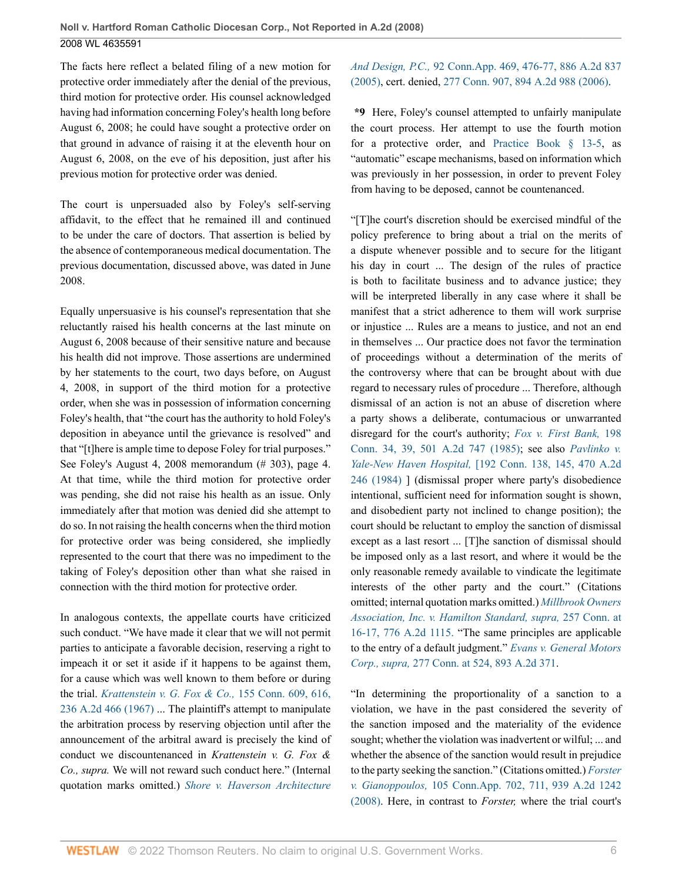The facts here reflect a belated filing of a new motion for protective order immediately after the denial of the previous, third motion for protective order. His counsel acknowledged having had information concerning Foley's health long before August 6, 2008; he could have sought a protective order on that ground in advance of raising it at the eleventh hour on August 6, 2008, on the eve of his deposition, just after his previous motion for protective order was denied.

The court is unpersuaded also by Foley's self-serving affidavit, to the effect that he remained ill and continued to be under the care of doctors. That assertion is belied by the absence of contemporaneous medical documentation. The previous documentation, discussed above, was dated in June 2008.

Equally unpersuasive is his counsel's representation that she reluctantly raised his health concerns at the last minute on August 6, 2008 because of their sensitive nature and because his health did not improve. Those assertions are undermined by her statements to the court, two days before, on August 4, 2008, in support of the third motion for a protective order, when she was in possession of information concerning Foley's health, that "the court has the authority to hold Foley's deposition in abeyance until the grievance is resolved" and that "[t]here is ample time to depose Foley for trial purposes." See Foley's August 4, 2008 memorandum (# 303), page 4. At that time, while the third motion for protective order was pending, she did not raise his health as an issue. Only immediately after that motion was denied did she attempt to do so. In not raising the health concerns when the third motion for protective order was being considered, she impliedly represented to the court that there was no impediment to the taking of Foley's deposition other than what she raised in connection with the third motion for protective order.

In analogous contexts, the appellate courts have criticized such conduct. "We have made it clear that we will not permit parties to anticipate a favorable decision, reserving a right to impeach it or set it aside if it happens to be against them, for a cause which was well known to them before or during the trial. *Krattenstein v. G. Fox & Co.,* 155 Conn. 609, 616, 236 A.2d 466 (1967) ... The plaintiff's attempt to manipulate the arbitration process by reserving objection until after the announcement of the arbitral award is precisely the kind of conduct we discountenanced in *Krattenstein v. G. Fox & Co., supra.* We will not reward such conduct here." (Internal quotation marks omitted.) *Shore v. Haverson Architecture And Design, P.C.,* 92 Conn.App. 469, 476-77, 886 A.2d 837 (2005), cert. denied, 277 Conn. 907, 894 A.2d 988 (2006).

**\*9** Here, Foley's counsel attempted to unfairly manipulate the court process. Her attempt to use the fourth motion for a protective order, and Practice Book § 13-5, as "automatic" escape mechanisms, based on information which was previously in her possession, in order to prevent Foley from having to be deposed, cannot be countenanced.

"[T]he court's discretion should be exercised mindful of the policy preference to bring about a trial on the merits of a dispute whenever possible and to secure for the litigant his day in court ... The design of the rules of practice is both to facilitate business and to advance justice; they will be interpreted liberally in any case where it shall be manifest that a strict adherence to them will work surprise or injustice ... Rules are a means to justice, and not an end in themselves ... Our practice does not favor the termination of proceedings without a determination of the merits of the controversy where that can be brought about with due regard to necessary rules of procedure ... Therefore, although dismissal of an action is not an abuse of discretion where a party shows a deliberate, contumacious or unwarranted disregard for the court's authority; *Fox v. First Bank,* 198 Conn. 34, 39, 501 A.2d 747 (1985); see also *Pavlinko v. Yale-New Haven Hospital,* [192 Conn. 138, 145, 470 A.2d 246 (1984) ] (dismissal proper where party's disobedience intentional, sufficient need for information sought is shown, and disobedient party not inclined to change position); the court should be reluctant to employ the sanction of dismissal except as a last resort ... [T]he sanction of dismissal should be imposed only as a last resort, and where it would be the only reasonable remedy available to vindicate the legitimate interests of the other party and the court." (Citations omitted; internal quotation marks omitted.) *Millbrook Owners Association, Inc. v. Hamilton Standard, supra,* 257 Conn. at 16-17, 776 A.2d 1115. "The same principles are applicable to the entry of a default judgment." *Evans v. General Motors Corp., supra,* 277 Conn. at 524, 893 A.2d 371.

"In determining the proportionality of a sanction to a violation, we have in the past considered the severity of the sanction imposed and the materiality of the evidence sought; whether the violation was inadvertent or wilful; ... and whether the absence of the sanction would result in prejudice to the party seeking the sanction." (Citations omitted.) *Forster v. Gianoppoulos,* 105 Conn.App. 702, 711, 939 A.2d 1242 (2008). Here, in contrast to *Forster,* where the trial court's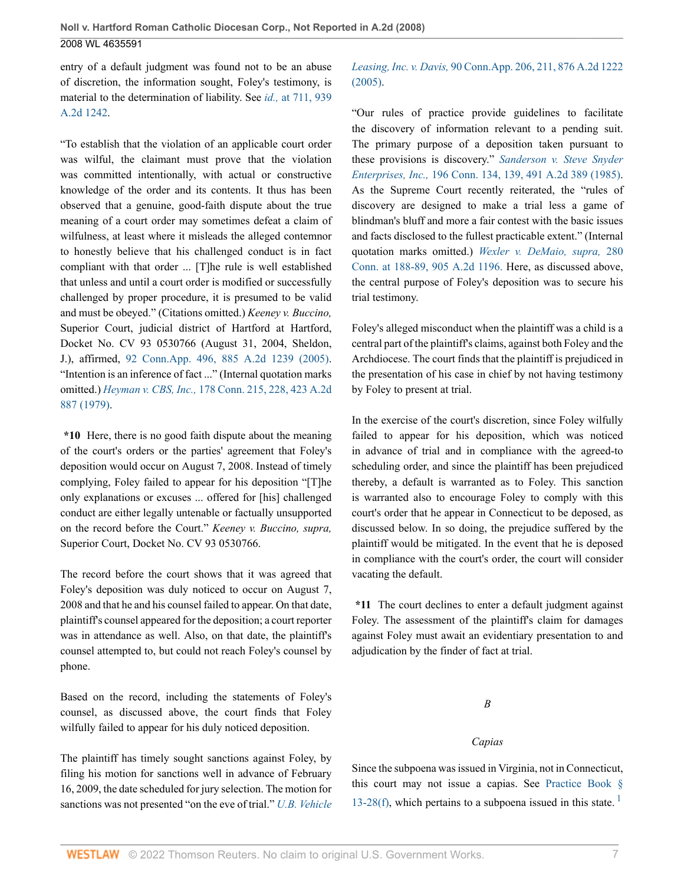entry of a default judgment was found not to be an abuse of discretion, the information sought, Foley's testimony, is material to the determination of liability. See *id.,* at 711, 939 A.2d 1242.

"To establish that the violation of an applicable court order was wilful, the claimant must prove that the violation was committed intentionally, with actual or constructive knowledge of the order and its contents. It thus has been observed that a genuine, good-faith dispute about the true meaning of a court order may sometimes defeat a claim of wilfulness, at least where it misleads the alleged contemnor to honestly believe that his challenged conduct is in fact compliant with that order ... [T]he rule is well established that unless and until a court order is modified or successfully challenged by proper procedure, it is presumed to be valid and must be obeyed." (Citations omitted.) *Keeney v. Buccino,* Superior Court, judicial district of Hartford at Hartford, Docket No. CV 93 0530766 (August 31, 2004, Sheldon, J.), affirmed, 92 Conn.App. 496, 885 A.2d 1239 (2005). "Intention is an inference of fact ..." (Internal quotation marks omitted.) *Heyman v. CBS, Inc.,* 178 Conn. 215, 228, 423 A.2d 887 (1979).

**\*10** Here, there is no good faith dispute about the meaning of the court's orders or the parties' agreement that Foley's deposition would occur on August 7, 2008. Instead of timely complying, Foley failed to appear for his deposition "[T]he only explanations or excuses ... offered for [his] challenged conduct are either legally untenable or factually unsupported on the record before the Court." *Keeney v. Buccino, supra,* Superior Court, Docket No. CV 93 0530766.

The record before the court shows that it was agreed that Foley's deposition was duly noticed to occur on August 7, 2008 and that he and his counsel failed to appear. On that date, plaintiff's counsel appeared for the deposition; a court reporter was in attendance as well. Also, on that date, the plaintiff's counsel attempted to, but could not reach Foley's counsel by phone.

Based on the record, including the statements of Foley's counsel, as discussed above, the court finds that Foley wilfully failed to appear for his duly noticed deposition.

The plaintiff has timely sought sanctions against Foley, by filing his motion for sanctions well in advance of February 16, 2009, the date scheduled for jury selection. The motion for sanctions was not presented "on the eve of trial." *U.B. Vehicle Leasing, Inc. v. Davis,* 90 Conn.App. 206, 211, 876 A.2d 1222 (2005).

"Our rules of practice provide guidelines to facilitate the discovery of information relevant to a pending suit. The primary purpose of a deposition taken pursuant to these provisions is discovery." *Sanderson v. Steve Snyder Enterprises, Inc.,* 196 Conn. 134, 139, 491 A.2d 389 (1985). As the Supreme Court recently reiterated, the "rules of discovery are designed to make a trial less a game of blindman's bluff and more a fair contest with the basic issues and facts disclosed to the fullest practicable extent." (Internal quotation marks omitted.) *Wexler v. DeMaio, supra,* 280 Conn. at 188-89, 905 A.2d 1196. Here, as discussed above, the central purpose of Foley's deposition was to secure his trial testimony.

Foley's alleged misconduct when the plaintiff was a child is a central part of the plaintiff's claims, against both Foley and the Archdiocese. The court finds that the plaintiff is prejudiced in the presentation of his case in chief by not having testimony by Foley to present at trial.

In the exercise of the court's discretion, since Foley wilfully failed to appear for his deposition, which was noticed in advance of trial and in compliance with the agreed-to scheduling order, and since the plaintiff has been prejudiced thereby, a default is warranted as to Foley. This sanction is warranted also to encourage Foley to comply with this court's order that he appear in Connecticut to be deposed, as discussed below. In so doing, the prejudice suffered by the plaintiff would be mitigated. In the event that he is deposed in compliance with the court's order, the court will consider vacating the default.

**\*11** The court declines to enter a default judgment against Foley. The assessment of the plaintiff's claim for damages against Foley must await an evidentiary presentation to and adjudication by the finder of fact at trial.

### *B*

### *Capias*

Since the subpoena was issued in Virginia, not in Connecticut, this court may not issue a capias. See Practice Book § 13-28(f), which pertains to a subpoena issued in this state. [1]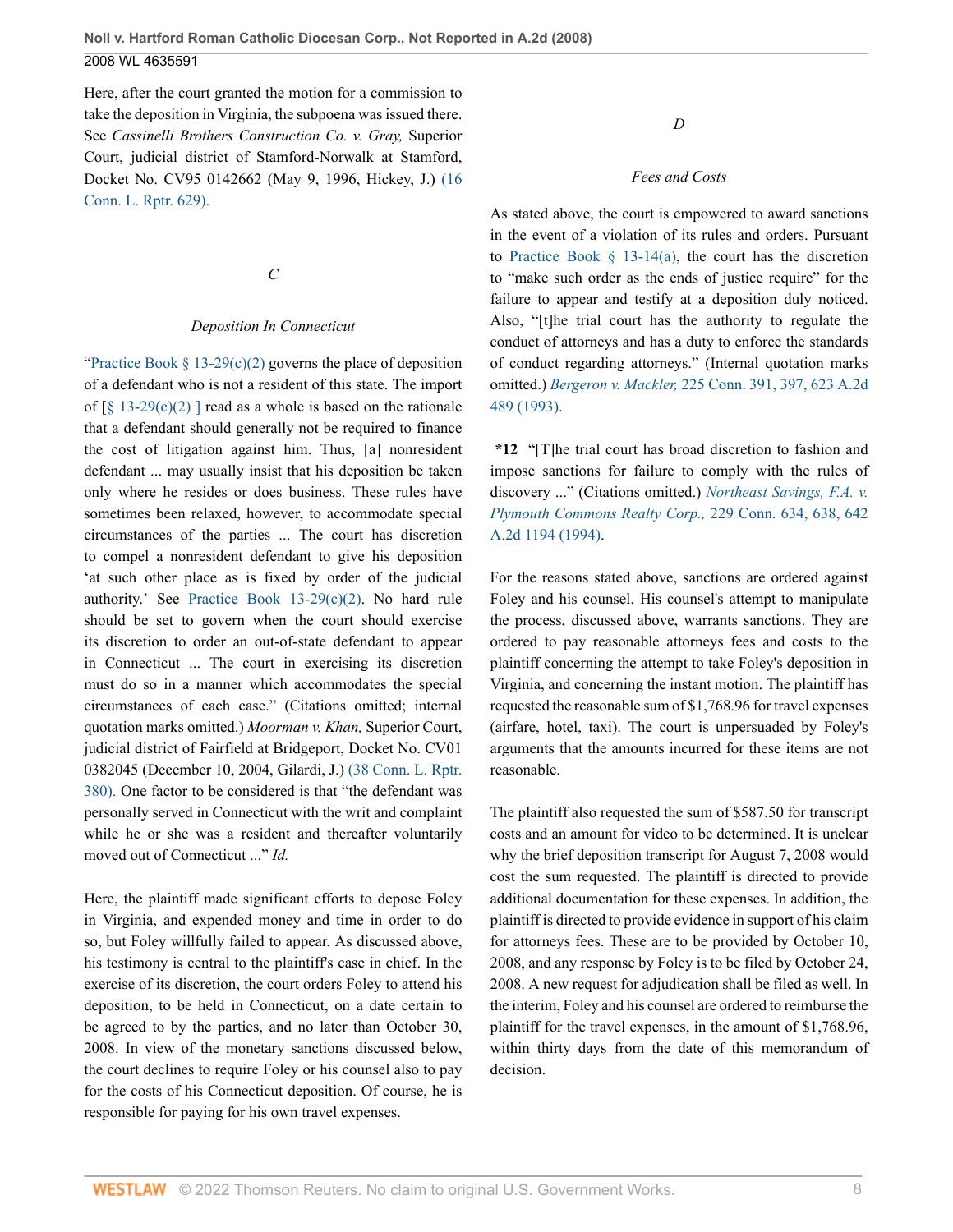Here, after the court granted the motion for a commission to take the deposition in Virginia, the subpoena was issued there. See *Cassinelli Brothers Construction Co. v. Gray,* Superior Court, judicial district of Stamford-Norwalk at Stamford, Docket No. CV95 0142662 (May 9, 1996, Hickey, J.) (16 Conn. L. Rptr. 629).

### *C*

### *Deposition In Connecticut*

"Practice Book § 13-29(c)(2) governs the place of deposition of a defendant who is not a resident of this state. The import of [§ 13-29(c)(2) ] read as a whole is based on the rationale that a defendant should generally not be required to finance the cost of litigation against him. Thus, [a] nonresident defendant ... may usually insist that his deposition be taken only where he resides or does business. These rules have sometimes been relaxed, however, to accommodate special circumstances of the parties ... The court has discretion to compel a nonresident defendant to give his deposition 'at such other place as is fixed by order of the judicial authority.' See Practice Book 13-29(c)(2). No hard rule should be set to govern when the court should exercise its discretion to order an out-of-state defendant to appear in Connecticut ... The court in exercising its discretion must do so in a manner which accommodates the special circumstances of each case." (Citations omitted; internal quotation marks omitted.) *Moorman v. Khan,* Superior Court, judicial district of Fairfield at Bridgeport, Docket No. CV01 0382045 (December 10, 2004, Gilardi, J.) (38 Conn. L. Rptr. 380). One factor to be considered is that "the defendant was personally served in Connecticut with the writ and complaint while he or she was a resident and thereafter voluntarily moved out of Connecticut ..." *Id.*

Here, the plaintiff made significant efforts to depose Foley in Virginia, and expended money and time in order to do so, but Foley willfully failed to appear. As discussed above, his testimony is central to the plaintiff's case in chief. In the exercise of its discretion, the court orders Foley to attend his deposition, to be held in Connecticut, on a date certain to be agreed to by the parties, and no later than October 30, 2008. In view of the monetary sanctions discussed below, the court declines to require Foley or his counsel also to pay for the costs of his Connecticut deposition. Of course, he is responsible for paying for his own travel expenses.

### *D*

### *Fees and Costs*

As stated above, the court is empowered to award sanctions in the event of a violation of its rules and orders. Pursuant to Practice Book § 13-14(a), the court has the discretion to "make such order as the ends of justice require" for the failure to appear and testify at a deposition duly noticed. Also, "[t]he trial court has the authority to regulate the conduct of attorneys and has a duty to enforce the standards of conduct regarding attorneys." (Internal quotation marks omitted.) *Bergeron v. Mackler,* 225 Conn. 391, 397, 623 A.2d 489 (1993).

**\*12** "[T]he trial court has broad discretion to fashion and impose sanctions for failure to comply with the rules of discovery ..." (Citations omitted.) *Northeast Savings, F.A. v. Plymouth Commons Realty Corp.,* 229 Conn. 634, 638, 642 A.2d 1194 (1994).

For the reasons stated above, sanctions are ordered against Foley and his counsel. His counsel's attempt to manipulate the process, discussed above, warrants sanctions. They are ordered to pay reasonable attorneys fees and costs to the plaintiff concerning the attempt to take Foley's deposition in Virginia, and concerning the instant motion. The plaintiff has requested the reasonable sum of $1,768.96 for travel expenses (airfare, hotel, taxi). The court is unpersuaded by Foley's arguments that the amounts incurred for these items are not reasonable.

The plaintiff also requested the sum of $587.50 for transcript costs and an amount for video to be determined. It is unclear why the brief deposition transcript for August 7, 2008 would cost the sum requested. The plaintiff is directed to provide additional documentation for these expenses. In addition, the plaintiff is directed to provide evidence in support of his claim for attorneys fees. These are to be provided by October 10, 2008, and any response by Foley is to be filed by October 24, 2008. A new request for adjudication shall be filed as well. In the interim, Foley and his counsel are ordered to reimburse the plaintiff for the travel expenses, in the amount of $1,768.96, within thirty days from the date of this memorandum of decision.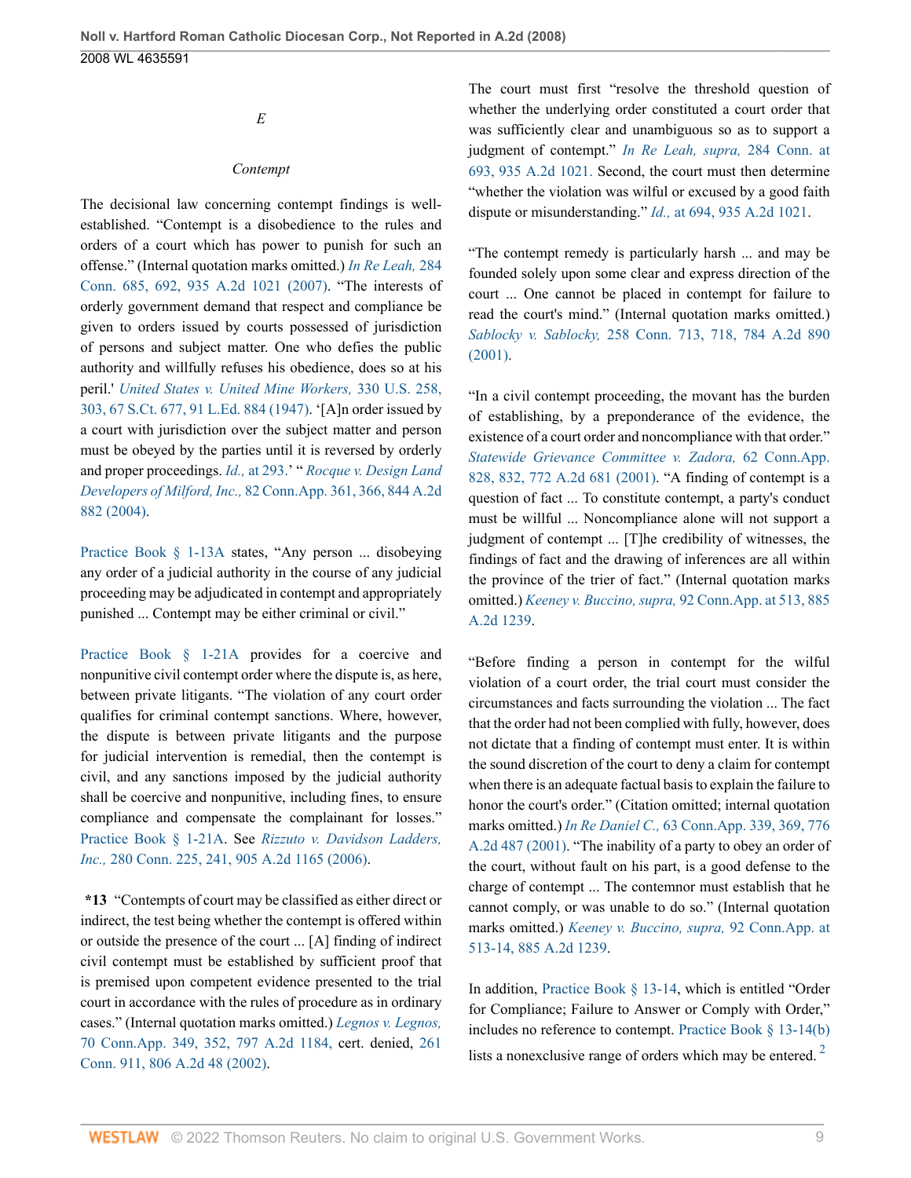*E*

*Contempt*

The decisional law concerning contempt findings is well-established. "Contempt is a disobedience to the rules and orders of a court which has power to punish for such an offense." (Internal quotation marks omitted.) *In Re Leah,* 284 Conn. 685, 692, 935 A.2d 1021 (2007). "The interests of orderly government demand that respect and compliance be given to orders issued by courts possessed of jurisdiction of persons and subject matter. One who defies the public authority and willfully refuses his obedience, does so at his peril.' *United States v. United Mine Workers,* 330 U.S. 258, 303, 67 S.Ct. 677, 91 L.Ed. 884 (1947). '[A]n order issued by a court with jurisdiction over the subject matter and person must be obeyed by the parties until it is reversed by orderly and proper proceedings. *Id.,* at 293.' " *Rocque v. Design Land Developers of Milford, Inc.,* 82 Conn.App. 361, 366, 844 A.2d 882 (2004).

Practice Book § 1-13A states, "Any person ... disobeying any order of a judicial authority in the course of any judicial proceeding may be adjudicated in contempt and appropriately punished ... Contempt may be either criminal or civil."

Practice Book § 1-21A provides for a coercive and nonpunitive civil contempt order where the dispute is, as here, between private litigants. "The violation of any court order qualifies for criminal contempt sanctions. Where, however, the dispute is between private litigants and the purpose for judicial intervention is remedial, then the contempt is civil, and any sanctions imposed by the judicial authority shall be coercive and nonpunitive, including fines, to ensure compliance and compensate the complainant for losses." Practice Book § 1-21A. See *Rizzuto v. Davidson Ladders, Inc.,* 280 Conn. 225, 241, 905 A.2d 1165 (2006).

**\*13** "Contempts of court may be classified as either direct or indirect, the test being whether the contempt is offered within or outside the presence of the court ... [A] finding of indirect civil contempt must be established by sufficient proof that is premised upon competent evidence presented to the trial court in accordance with the rules of procedure as in ordinary cases." (Internal quotation marks omitted.) *Legnos v. Legnos,* 70 Conn.App. 349, 352, 797 A.2d 1184, cert. denied, 261 Conn. 911, 806 A.2d 48 (2002).

The court must first "resolve the threshold question of whether the underlying order constituted a court order that was sufficiently clear and unambiguous so as to support a judgment of contempt." *In Re Leah, supra,* 284 Conn. at 693, 935 A.2d 1021. Second, the court must then determine "whether the violation was wilful or excused by a good faith dispute or misunderstanding." *Id.,* at 694, 935 A.2d 1021.

"The contempt remedy is particularly harsh ... and may be founded solely upon some clear and express direction of the court ... One cannot be placed in contempt for failure to read the court's mind." (Internal quotation marks omitted.) *Sablocky v. Sablocky,* 258 Conn. 713, 718, 784 A.2d 890 (2001).

"In a civil contempt proceeding, the movant has the burden of establishing, by a preponderance of the evidence, the existence of a court order and noncompliance with that order." *Statewide Grievance Committee v. Zadora,* 62 Conn.App. 828, 832, 772 A.2d 681 (2001). "A finding of contempt is a question of fact ... To constitute contempt, a party's conduct must be willful ... Noncompliance alone will not support a judgment of contempt ... [T]he credibility of witnesses, the findings of fact and the drawing of inferences are all within the province of the trier of fact." (Internal quotation marks omitted.) *Keeney v. Buccino, supra,* 92 Conn.App. at 513, 885 A.2d 1239.

"Before finding a person in contempt for the wilful violation of a court order, the trial court must consider the circumstances and facts surrounding the violation ... The fact that the order had not been complied with fully, however, does not dictate that a finding of contempt must enter. It is within the sound discretion of the court to deny a claim for contempt when there is an adequate factual basis to explain the failure to honor the court's order." (Citation omitted; internal quotation marks omitted.) *In Re Daniel C.,* 63 Conn.App. 339, 369, 776 A.2d 487 (2001). "The inability of a party to obey an order of the court, without fault on his part, is a good defense to the charge of contempt ... The contemnor must establish that he cannot comply, or was unable to do so." (Internal quotation marks omitted.) *Keeney v. Buccino, supra,* 92 Conn.App. at 513-14, 885 A.2d 1239.

In addition, Practice Book § 13-14, which is entitled "Order for Compliance; Failure to Answer or Comply with Order," includes no reference to contempt. Practice Book § 13-14(b) lists a nonexclusive range of orders which may be entered. [2]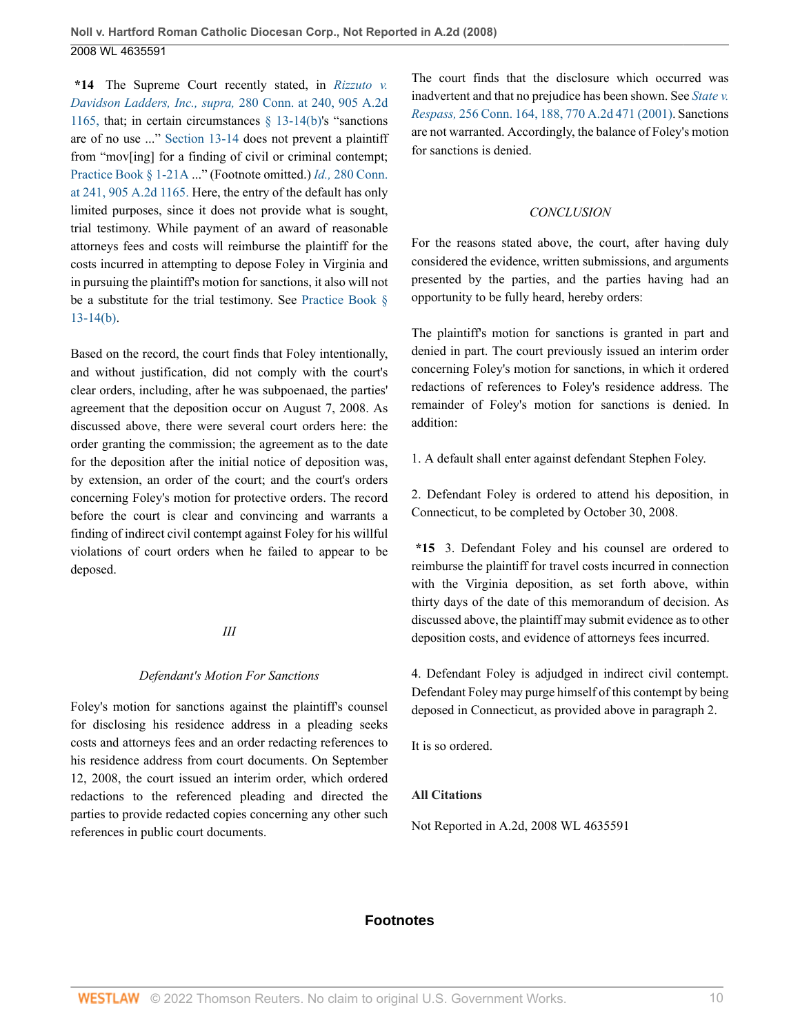**\*14** The Supreme Court recently stated, in *Rizzuto v. Davidson Ladders, Inc., supra,* 280 Conn. at 240, 905 A.2d 1165, that; in certain circumstances § 13-14(b)'s "sanctions are of no use ..." Section 13-14 does not prevent a plaintiff from "mov[ing] for a finding of civil or criminal contempt; Practice Book § 1-21A ..." (Footnote omitted.) *Id.,* 280 Conn. at 241, 905 A.2d 1165. Here, the entry of the default has only limited purposes, since it does not provide what is sought, trial testimony. While payment of an award of reasonable attorneys fees and costs will reimburse the plaintiff for the costs incurred in attempting to depose Foley in Virginia and in pursuing the plaintiff's motion for sanctions, it also will not be a substitute for the trial testimony. See Practice Book § 13-14(b).

Based on the record, the court finds that Foley intentionally, and without justification, did not comply with the court's clear orders, including, after he was subpoenaed, the parties' agreement that the deposition occur on August 7, 2008. As discussed above, there were several court orders here: the order granting the commission; the agreement as to the date for the deposition after the initial notice of deposition was, by extension, an order of the court; and the court's orders concerning Foley's motion for protective orders. The record before the court is clear and convincing and warrants a finding of indirect civil contempt against Foley for his willful violations of court orders when he failed to appear to be deposed.

## III

### *Defendant's Motion For Sanctions*

Foley's motion for sanctions against the plaintiff's counsel for disclosing his residence address in a pleading seeks costs and attorneys fees and an order redacting references to his residence address from court documents. On September 12, 2008, the court issued an interim order, which ordered redactions to the referenced pleading and directed the parties to provide redacted copies concerning any other such references in public court documents.

The court finds that the disclosure which occurred was inadvertent and that no prejudice has been shown. See *State v. Respass,* 256 Conn. 164, 188, 770 A.2d 471 (2001). Sanctions are not warranted. Accordingly, the balance of Foley's motion for sanctions is denied.

### *CONCLUSION*

For the reasons stated above, the court, after having duly considered the evidence, written submissions, and arguments presented by the parties, and the parties having had an opportunity to be fully heard, hereby orders:

The plaintiff's motion for sanctions is granted in part and denied in part. The court previously issued an interim order concerning Foley's motion for sanctions, in which it ordered redactions of references to Foley's residence address. The remainder of Foley's motion for sanctions is denied. In addition:

1. A default shall enter against defendant Stephen Foley.

2. Defendant Foley is ordered to attend his deposition, in Connecticut, to be completed by October 30, 2008.

**\*15** 3. Defendant Foley and his counsel are ordered to reimburse the plaintiff for travel costs incurred in connection with the Virginia deposition, as set forth above, within thirty days of the date of this memorandum of decision. As discussed above, the plaintiff may submit evidence as to other deposition costs, and evidence of attorneys fees incurred.

4. Defendant Foley is adjudged in indirect civil contempt. Defendant Foley may purge himself of this contempt by being deposed in Connecticut, as provided above in paragraph 2.

It is so ordered.

**All Citations**

Not Reported in A.2d, 2008 WL 4635591

## Footnotes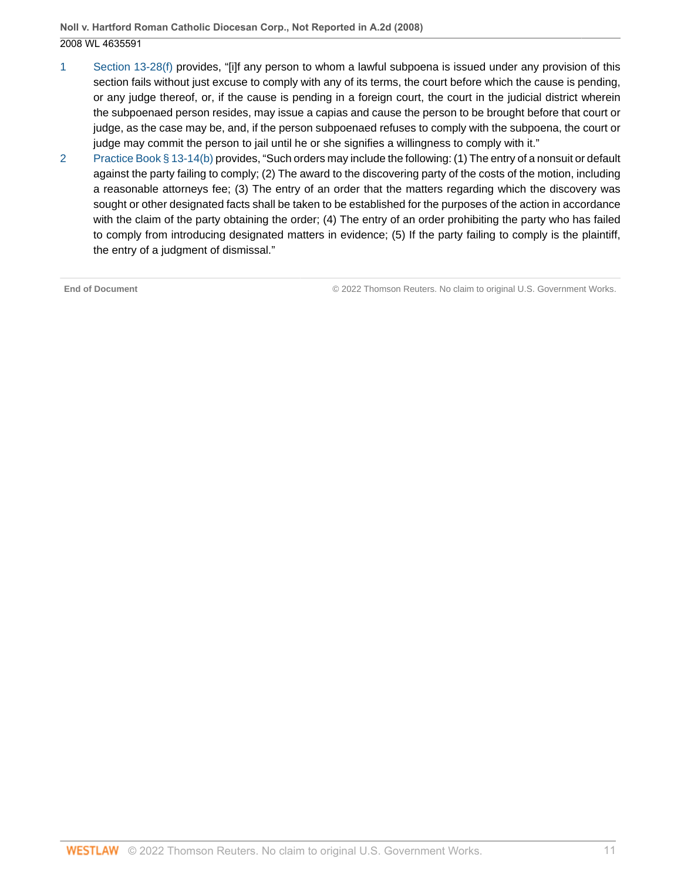1 Section 13-28(f) provides, "[i]f any person to whom a lawful subpoena is issued under any provision of this section fails without just excuse to comply with any of its terms, the court before which the cause is pending, or any judge thereof, or, if the cause is pending in a foreign court, the court in the judicial district wherein the subpoenaed person resides, may issue a capias and cause the person to be brought before that court or judge, as the case may be, and, if the person subpoenaed refuses to comply with the subpoena, the court or judge may commit the person to jail until he or she signifies a willingness to comply with it."

2 Practice Book § 13-14(b) provides, "Such orders may include the following: (1) The entry of a nonsuit or default against the party failing to comply; (2) The award to the discovering party of the costs of the motion, including a reasonable attorneys fee; (3) The entry of an order that the matters regarding which the discovery was sought or other designated facts shall be taken to be established for the purposes of the action in accordance with the claim of the party obtaining the order; (4) The entry of an order prohibiting the party who has failed to comply from introducing designated matters in evidence; (5) If the party failing to comply is the plaintiff, the entry of a judgment of dismissal."

**End of Document** © 2022 Thomson Reuters. No claim to original U.S. Government Works.